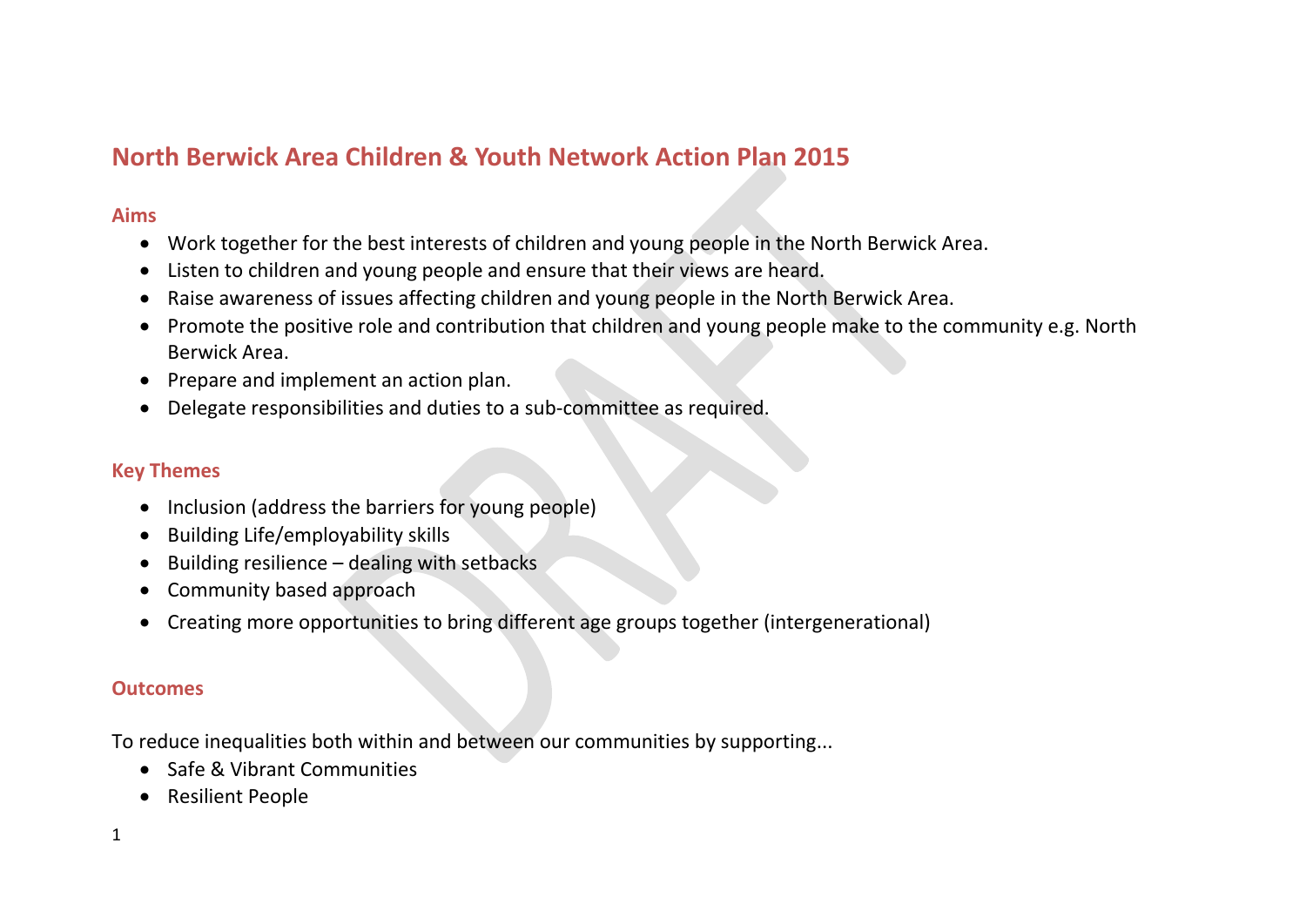# North Berwick Area Children & Youth Network Action Plan 2015

## Aims

- Work together for the best interests of children and young people in the North Berwick Area.
- Listen to children and young people and ensure that their views are heard.
- Raise awareness of issues affecting children and young people in the North Berwick Area.
- Promote the positive role and contribution that children and young people make to the community e.g. North Berwick Area.
- Prepare and implement an action plan.
- Delegate responsibilities and duties to a sub-committee as required.

## Key Themes

- Inclusion (address the barriers for young people)
- Building Life/employability skills
- Building resilience – dealing with setbacks
- Community based approach
- Creating more opportunities to bring different age groups together (intergenerational)

## Outcomes

To reduce inequalities both within and between our communities by supporting...

- Safe & Vibrant Communities
- Resilient People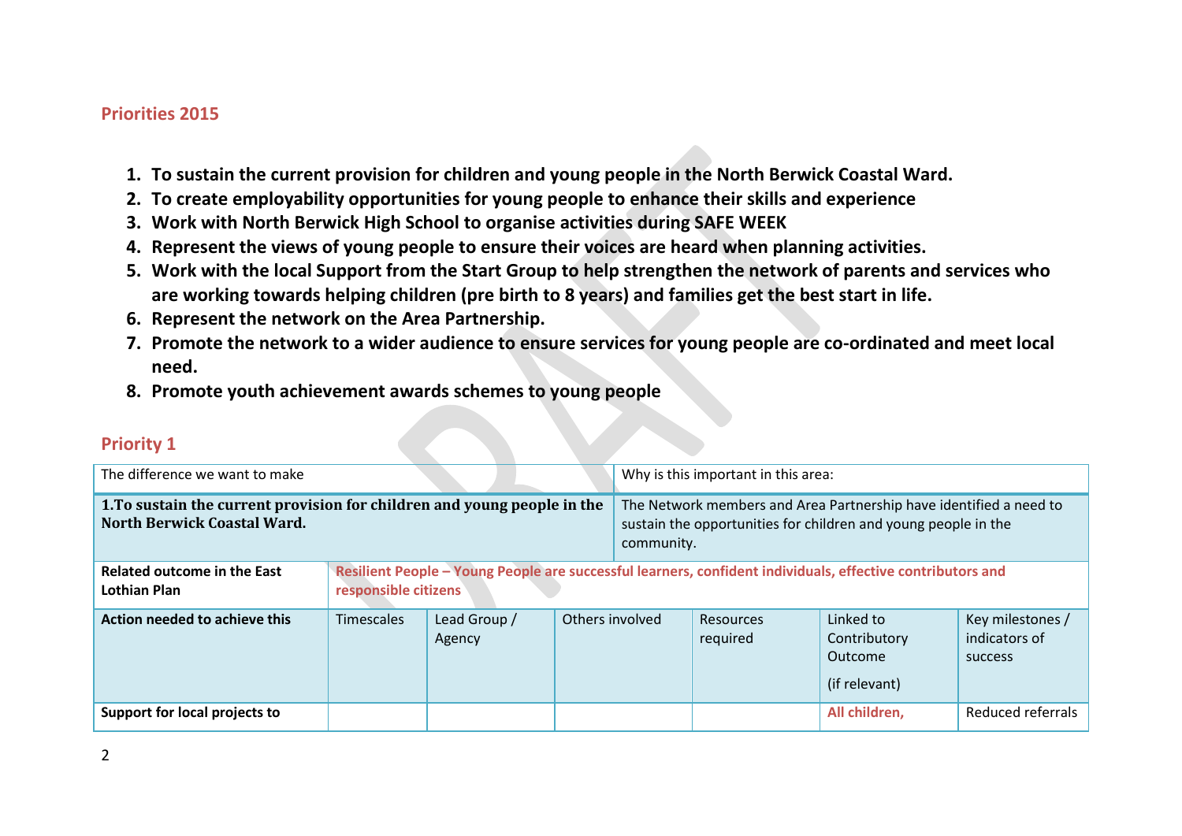## Priorities 2015

1. **To sustain the current provision for children and young people in the North Berwick Coastal Ward.**
2. **To create employability opportunities for young people to enhance their skills and experience**
3. **Work with North Berwick High School to organise activities during SAFE WEEK**
4. **Represent the views of young people to ensure their voices are heard when planning activities.**
5. **Work with the local Support from the Start Group to help strengthen the network of parents and services who are working towards helping children (pre birth to 8 years) and families get the best start in life.**
6. **Represent the network on the Area Partnership.**
7. **Promote the network to a wider audience to ensure services for young people are co-ordinated and meet local need.**
8. **Promote youth achievement awards schemes to young people**

## Priority 1

| The difference we want to make | | | | | Why is this important in this area: | |
|---|---|---|---|---|---|---|
| **1.To sustain the current provision for children and young people in the North Berwick Coastal Ward.** | | | | | The Network members and Area Partnership have identified a need to sustain the opportunities for children and young people in the community. | |
| **Related outcome in the East Lothian Plan** | **Resilient People – Young People are successful learners, confident individuals, effective contributors and responsible citizens** | | | | | |
| **Action needed to achieve this** | Timescales | Lead Group / Agency | Others involved | Resources required | Linked to Contributory Outcome (if relevant) | Key milestones / indicators of success |
| **Support for local projects to** | | | | | **All children,** | Reduced referrals |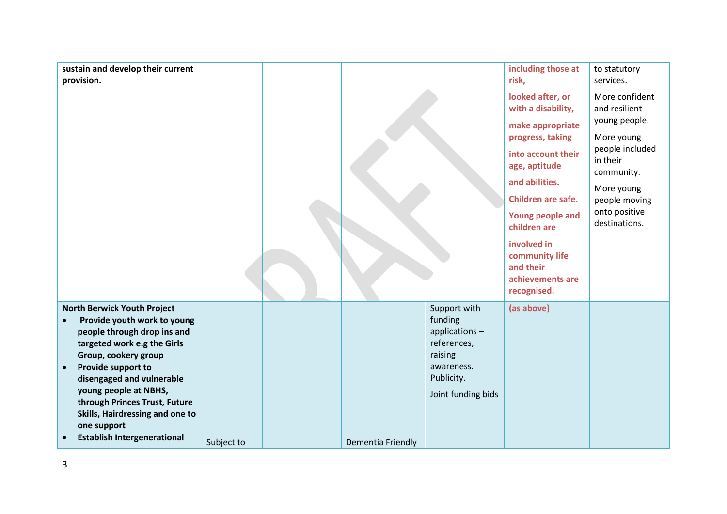| | | | | | | |
|---|---|---|---|---|---|---|
| **sustain and develop their current provision.** | | | | | **including those at risk,** **looked after, or with a disability,** **make appropriate progress, taking** **into account their age, aptitude** **and abilities.** **Children are safe.** **Young people and children are** **involved in community life and their achievements are recognised.** | to statutory services. More confident and resilient young people. More young people included in their community. More young people moving onto positive destinations. |
| **North Berwick Youth Project** <br>• **Provide youth work to young people through drop ins and targeted work e.g the Girls Group, cookery group** <br>• **Provide support to disengaged and vulnerable young people at NBHS, through Princes Trust, Future Skills, Hairdressing and one to one support** <br>• **Establish Intergenerational** | Subject to | | Dementia Friendly | Support with funding applications – references, raising awareness. Publicity. Joint funding bids | **(as above)** | |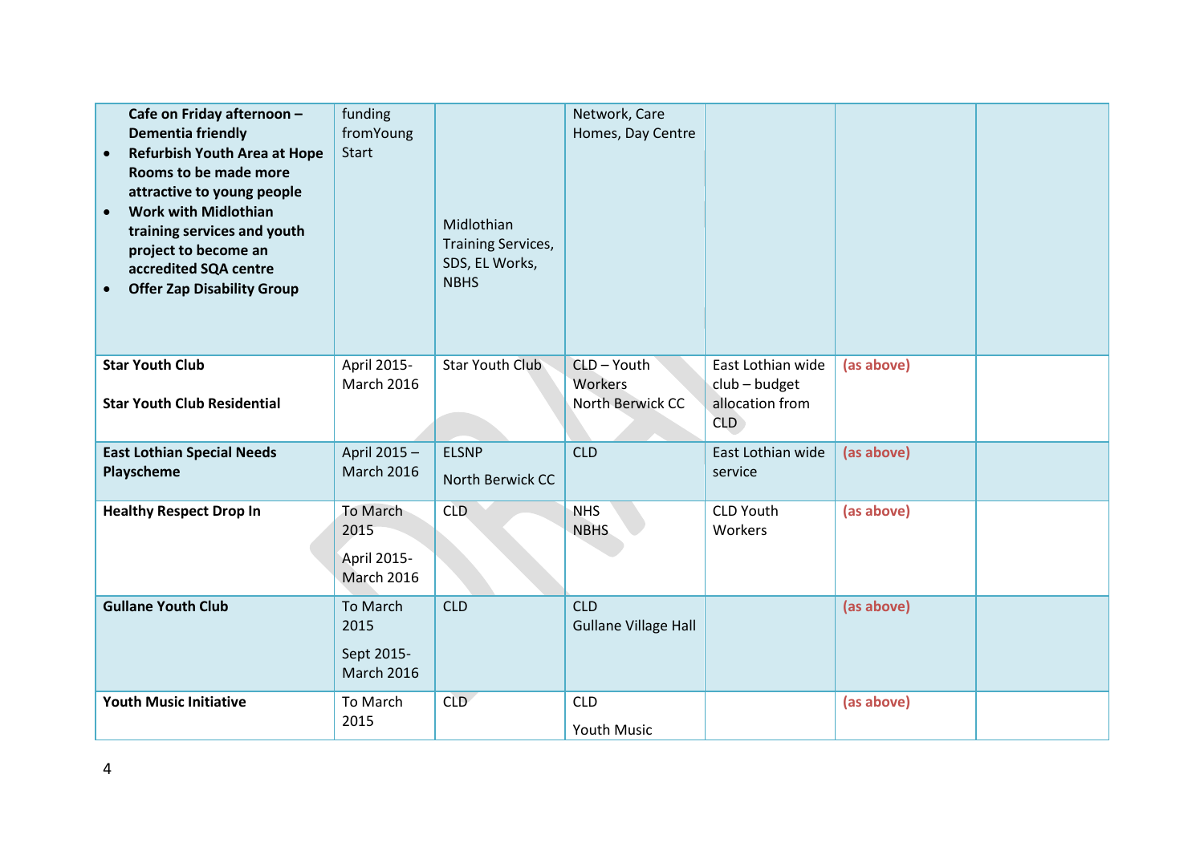| | | | | | | |
|---|---|---|---|---|---|---|
| **Cafe on Friday afternoon – Dementia friendly**<br>• **Refurbish Youth Area at Hope Rooms to be made more attractive to young people**<br>• **Work with Midlothian training services and youth project to become an accredited SQA centre**<br>• **Offer Zap Disability Group** | funding fromYoung Start | Midlothian Training Services, SDS, EL Works, NBHS | Network, Care Homes, Day Centre | | | |
| **Star Youth Club**<br><br>**Star Youth Club Residential** | April 2015-March 2016 | Star Youth Club | CLD – Youth Workers<br>North Berwick CC | East Lothian wide club – budget allocation from CLD | (as above) | |
| **East Lothian Special Needs Playscheme** | April 2015 – March 2016 | ELSNP<br><br>North Berwick CC | CLD | East Lothian wide service | (as above) | |
| **Healthy Respect Drop In** | To March 2015<br><br>April 2015-March 2016 | CLD | NHS<br>NBHS | CLD Youth Workers | (as above) | |
| **Gullane Youth Club** | To March 2015<br><br>Sept 2015-March 2016 | CLD | CLD<br>Gullane Village Hall | | (as above) | |
| **Youth Music Initiative** | To March 2015 | CLD | CLD<br><br>Youth Music | | (as above) | |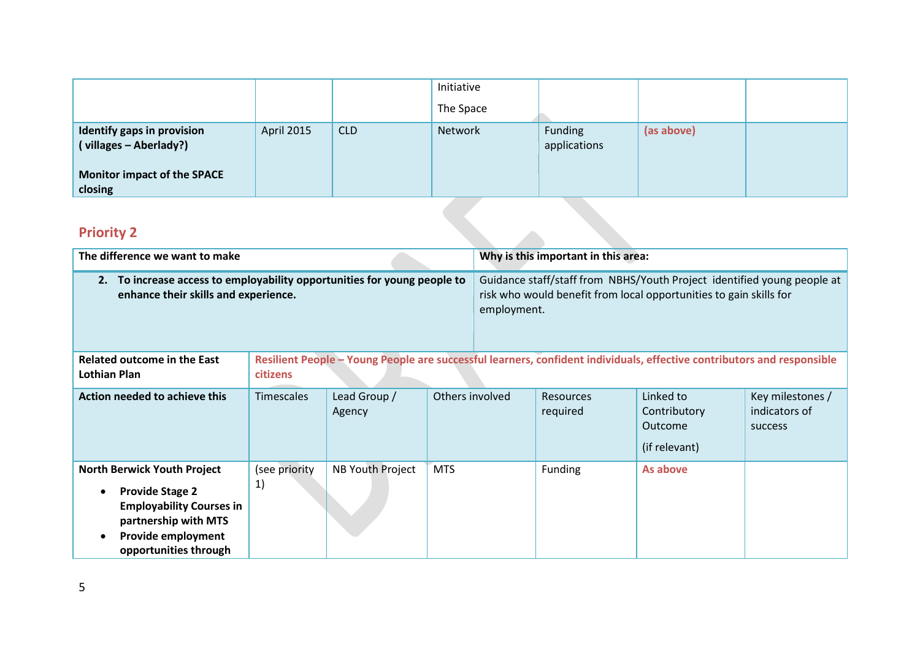|  |  |  | Initiative<br><br>The Space |  |  |  |
|---|---|---|---|---|---|---|
| **Identify gaps in provision ( villages – Aberlady?)**<br><br>**Monitor impact of the SPACE closing** | April 2015 | CLD | Network | Funding applications | **(as above)** |  |

## Priority 2

| The difference we want to make | Why is this important in this area: |
|---|---|
| **2. To increase access to employability opportunities for young people to enhance their skills and experience.** | Guidance staff/staff from NBHS/Youth Project identified young people at risk who would benefit from local opportunities to gain skills for employment. |

| **Related outcome in the East Lothian Plan** | **Resilient People – Young People are successful learners, confident individuals, effective contributors and responsible citizens** | | | | | |
|---|---|---|---|---|---|---|
| **Action needed to achieve this** | Timescales | Lead Group / Agency | Others involved | Resources required | Linked to Contributory Outcome<br><br>(if relevant) | Key milestones / indicators of success |
| **North Berwick Youth Project**<br><br>• **Provide Stage 2 Employability Courses in partnership with MTS**<br>• **Provide employment opportunities through** | (see priority 1) | NB Youth Project | MTS | Funding | **As above** |  |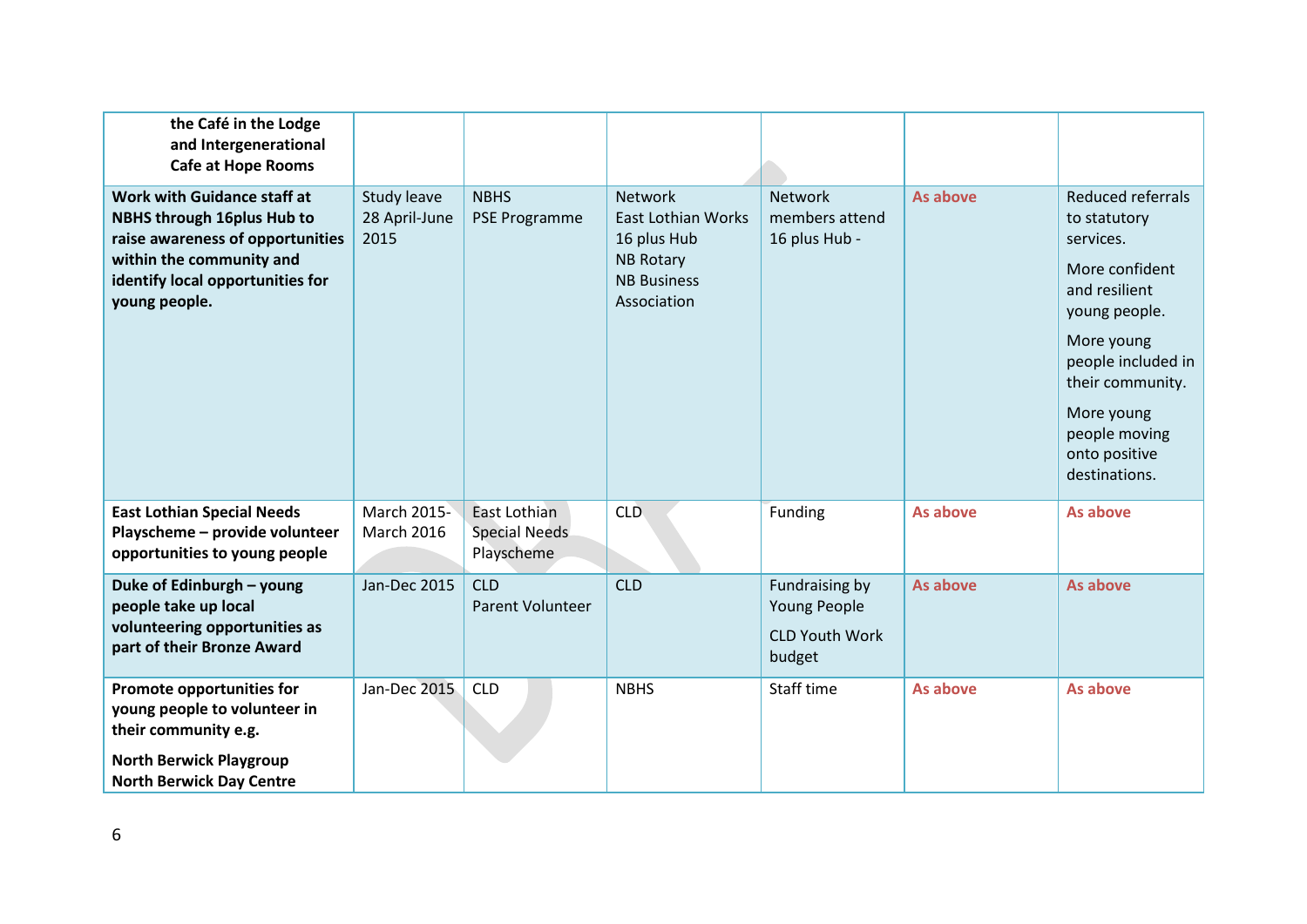| | | | | | | |
|---|---|---|---|---|---|---|
| **the Café in the Lodge and Intergenerational Cafe at Hope Rooms** | | | | | | |
| **Work with Guidance staff at NBHS through 16plus Hub to raise awareness of opportunities within the community and identify local opportunities for young people.** | Study leave 28 April-June 2015 | NBHS<br>PSE Programme | Network<br>East Lothian Works<br>16 plus Hub<br>NB Rotary<br>NB Business Association | Network members attend 16 plus Hub - | As above | Reduced referrals to statutory services.<br>More confident and resilient young people.<br>More young people included in their community.<br>More young people moving onto positive destinations. |
| **East Lothian Special Needs Playscheme – provide volunteer opportunities to young people** | March 2015-March 2016 | East Lothian Special Needs Playscheme | CLD | Funding | As above | As above |
| **Duke of Edinburgh – young people take up local volunteering opportunities as part of their Bronze Award** | Jan-Dec 2015 | CLD<br>Parent Volunteer | CLD | Fundraising by Young People<br>CLD Youth Work budget | As above | As above |
| **Promote opportunities for young people to volunteer in their community e.g.**<br>**North Berwick Playgroup**<br>**North Berwick Day Centre** | Jan-Dec 2015 | CLD | NBHS | Staff time | As above | As above |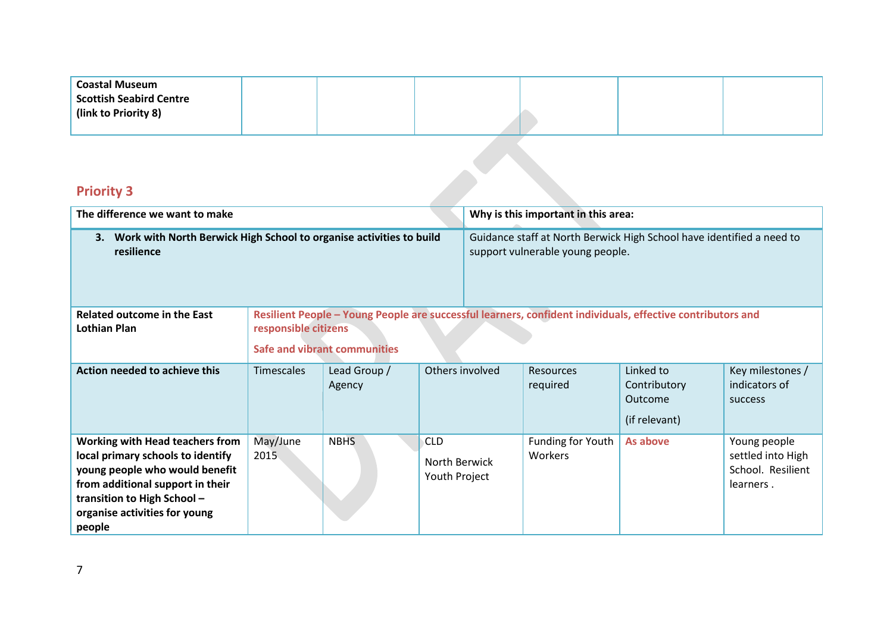| Coastal Museum<br>Scottish Seabird Centre<br>(link to Priority 8) | | | | | | |
|---|---|---|---|---|---|---|

## Priority 3

| The difference we want to make | Why is this important in this area: |
|---|---|
| **3. Work with North Berwick High School to organise activities to build resilience** | Guidance staff at North Berwick High School have identified a need to support vulnerable young people. |

| **Related outcome in the East Lothian Plan** | **Resilient People – Young People are successful learners, confident individuals, effective contributors and responsible citizens**<br><br>**Safe and vibrant communities** |
|---|---|

| **Action needed to achieve this** | Timescales | Lead Group / Agency | Others involved | Resources required | Linked to Contributory Outcome (if relevant) | Key milestones / indicators of success |
|---|---|---|---|---|---|---|
| **Working with Head teachers from local primary schools to identify young people who would benefit from additional support in their transition to High School – organise activities for young people** | May/June 2015 | NBHS | CLD<br><br>North Berwick Youth Project | Funding for Youth Workers | **As above** | Young people settled into High School. Resilient learners . |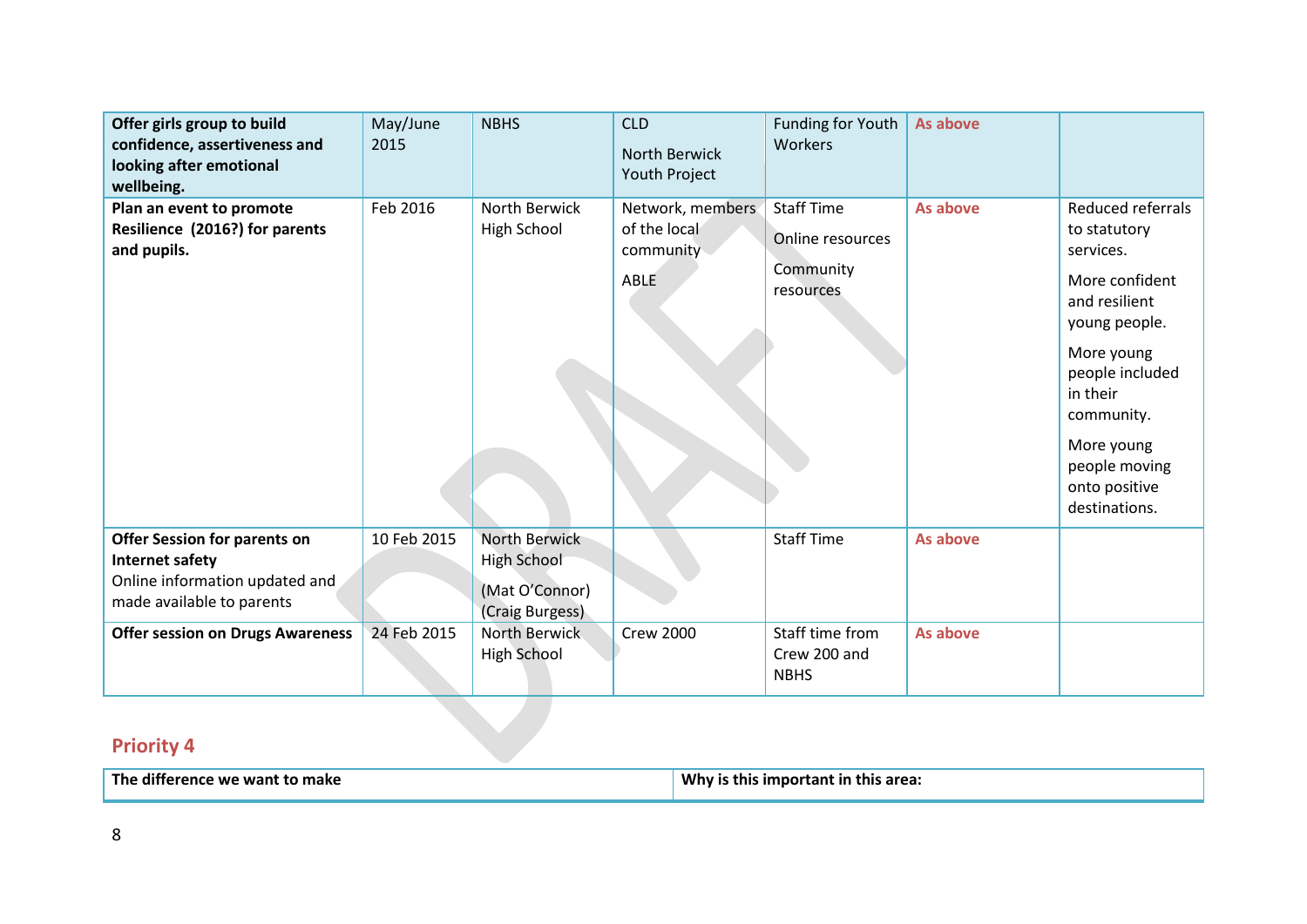| | | | | | | |
|---|---|---|---|---|---|---|
| **Offer girls group to build confidence, assertiveness and looking after emotional wellbeing.** | May/June 2015 | NBHS | CLD<br><br>North Berwick Youth Project | Funding for Youth Workers | As above | |
| **Plan an event to promote Resilience (2016?) for parents and pupils.** | Feb 2016 | North Berwick High School | Network, members of the local community<br><br>ABLE | Staff Time<br><br>Online resources<br><br>Community resources | As above | Reduced referrals to statutory services.<br><br>More confident and resilient young people.<br><br>More young people included in their community.<br><br>More young people moving onto positive destinations. |
| **Offer Session for parents on Internet safety**<br>Online information updated and made available to parents | 10 Feb 2015 | North Berwick High School<br><br>(Mat O'Connor)<br>(Craig Burgess) | | Staff Time | As above | |
| **Offer session on Drugs Awareness** | 24 Feb 2015 | North Berwick High School | Crew 2000 | Staff time from Crew 200 and NBHS | As above | |

## Priority 4

| The difference we want to make | Why is this important in this area: |
|---|---|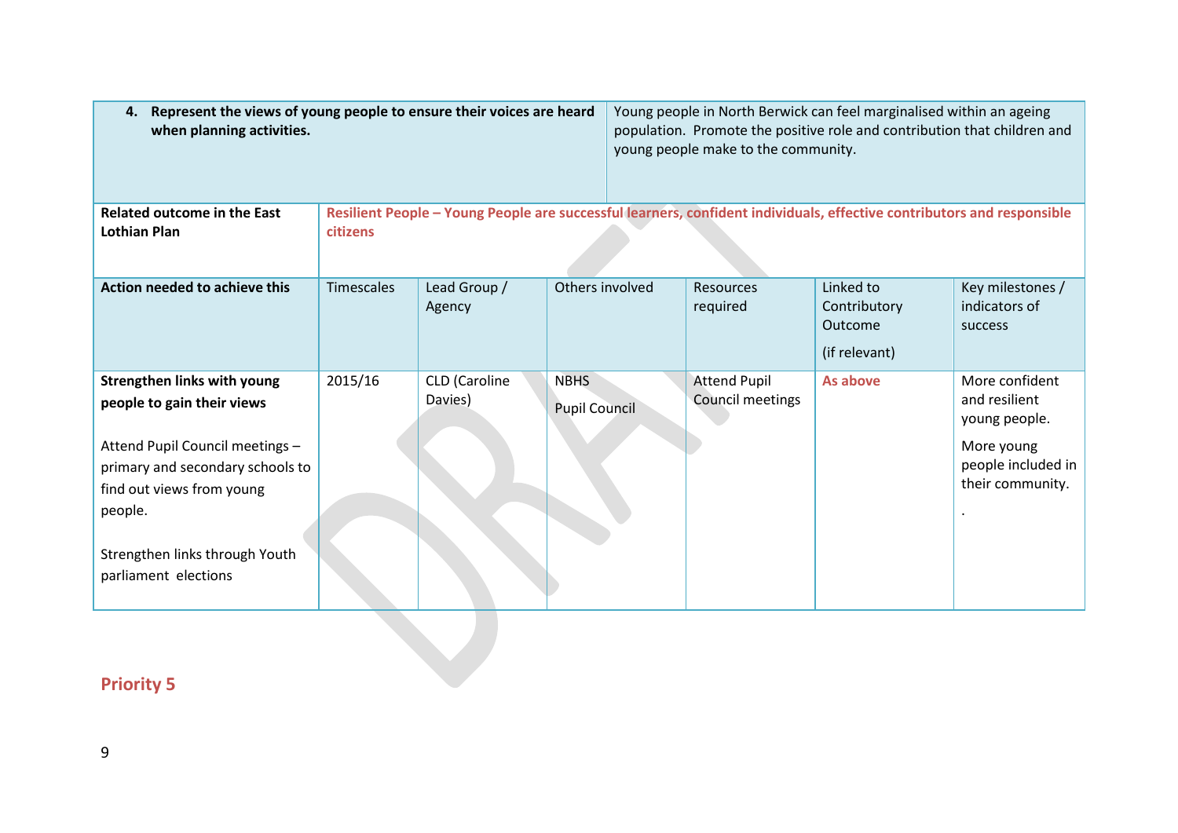| 4. **Represent the views of young people to ensure their voices are heard when planning activities.** | Young people in North Berwick can feel marginalised within an ageing population. Promote the positive role and contribution that children and young people make to the community. | | | | | |
|---|---|---|---|---|---|---|
| **Related outcome in the East Lothian Plan** | **Resilient People – Young People are successful learners, confident individuals, effective contributors and responsible citizens** | | | | | |
| **Action needed to achieve this** | Timescales | Lead Group / Agency | Others involved | Resources required | Linked to Contributory Outcome (if relevant) | Key milestones / indicators of success |
| **Strengthen links with young people to gain their views**<br><br>Attend Pupil Council meetings – primary and secondary schools to find out views from young people.<br><br>Strengthen links through Youth parliament elections | 2015/16 | CLD (Caroline Davies) | NBHS<br><br>Pupil Council | Attend Pupil Council meetings | **As above** | More confident and resilient young people.<br><br>More young people included in their community.<br><br>. |

## Priority 5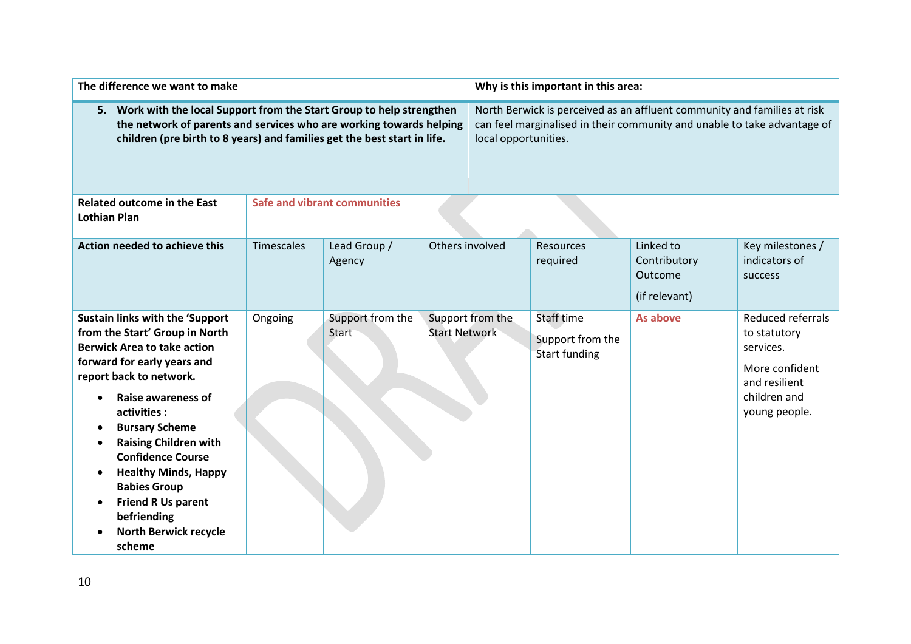| The difference we want to make | | | | | | | Why is this important in this area: |
|---|---|---|---|---|---|---|---|
| **5. Work with the local Support from the Start Group to help strengthen the network of parents and services who are working towards helping children (pre birth to 8 years) and families get the best start in life.** | | | | | | | North Berwick is perceived as an affluent community and families at risk can feel marginalised in their community and unable to take advantage of local opportunities. |
| **Related outcome in the East Lothian Plan** | **Safe and vibrant communities** | | | | | | |
| **Action needed to achieve this** | Timescales | Lead Group / Agency | Others involved | Resources required | Linked to Contributory Outcome (if relevant) | Key milestones / indicators of success | |
| **Sustain links with the 'Support from the Start' Group in North Berwick Area to take action forward for early years and report back to network.**<br>• **Raise awareness of activities :**<br>• **Bursary Scheme**<br>• **Raising Children with Confidence Course**<br>• **Healthy Minds, Happy Babies Group**<br>• **Friend R Us parent befriending**<br>• **North Berwick recycle scheme** | Ongoing | Support from the Start | Support from the Start Network | Staff time<br>Support from the Start funding | **As above** | Reduced referrals to statutory services.<br>More confident and resilient children and young people. | |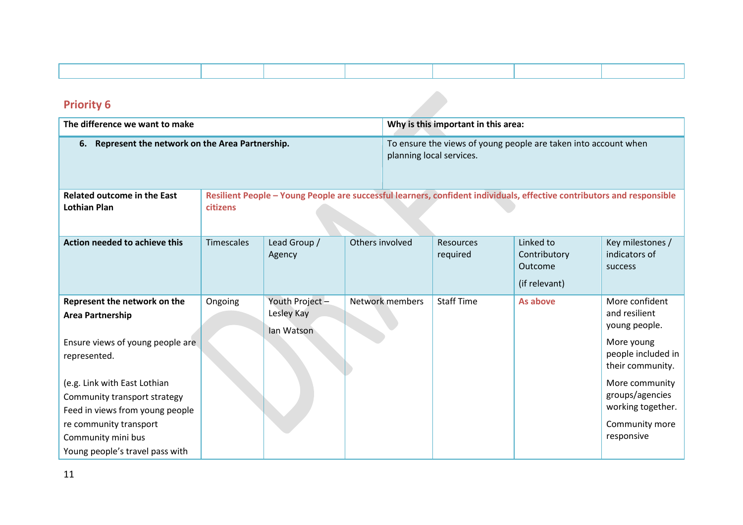| | | | | | | |
|---|---|---|---|---|---|---|
| | | | | | | |

## Priority 6

| The difference we want to make | | | | Why is this important in this area: | | |
|---|---|---|---|---|---|---|
| **6. Represent the network on the Area Partnership.** | | | | To ensure the views of young people are taken into account when planning local services. | | |
| **Related outcome in the East Lothian Plan** | **Resilient People – Young People are successful learners, confident individuals, effective contributors and responsible citizens** | | | | | |
| **Action needed to achieve this** | Timescales | Lead Group / Agency | Others involved | Resources required | Linked to Contributory Outcome<br><br>(if relevant) | Key milestones / indicators of success |
| **Represent the network on the Area Partnership**<br><br>Ensure views of young people are represented.<br><br>(e.g. Link with East Lothian Community transport strategy<br>Feed in views from young people re community transport<br>Community mini bus<br>Young people's travel pass with | Ongoing | Youth Project – Lesley Kay<br><br>Ian Watson | Network members | Staff Time | **As above** | More confident and resilient young people.<br><br>More young people included in their community.<br><br>More community groups/agencies working together.<br><br>Community more responsive |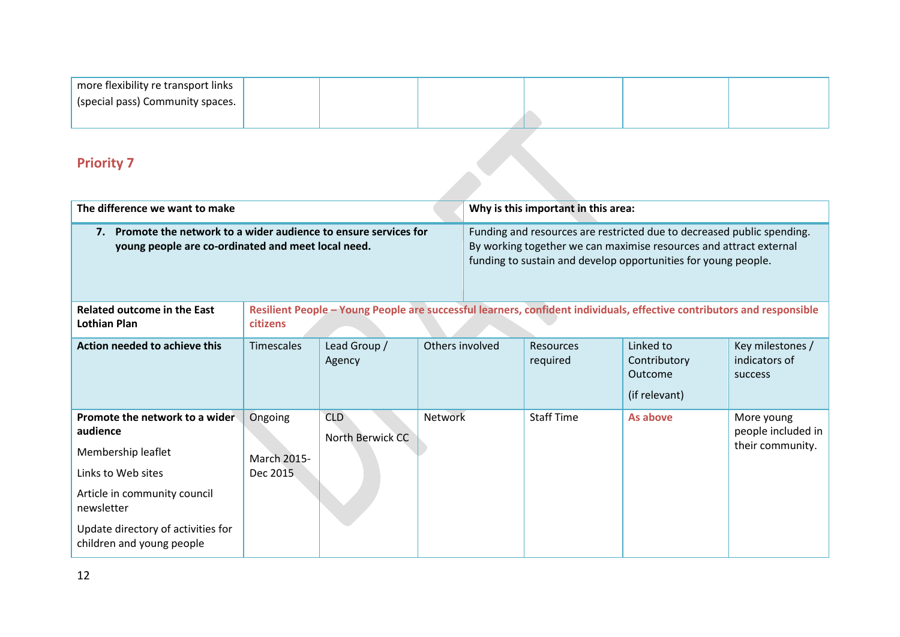| more flexibility re transport links (special pass) Community spaces. | | | | | | |
|---|---|---|---|---|---|---|

## Priority 7

| The difference we want to make | | | Why is this important in this area: | | | |
|---|---|---|---|---|---|---|
| **7. Promote the network to a wider audience to ensure services for young people are co-ordinated and meet local need.** | | | Funding and resources are restricted due to decreased public spending. By working together we can maximise resources and attract external funding to sustain and develop opportunities for young people. | | | |
| **Related outcome in the East Lothian Plan** | **Resilient People – Young People are successful learners, confident individuals, effective contributors and responsible citizens** | | | | | |
| **Action needed to achieve this** | Timescales | Lead Group / Agency | Others involved | Resources required | Linked to Contributory Outcome (if relevant) | Key milestones / indicators of success |
| **Promote the network to a wider audience**<br>Membership leaflet<br>Links to Web sites<br>Article in community council newsletter<br>Update directory of activities for children and young people | Ongoing<br>March 2015-Dec 2015 | CLD<br>North Berwick CC | Network | Staff Time | **As above** | More young people included in their community. |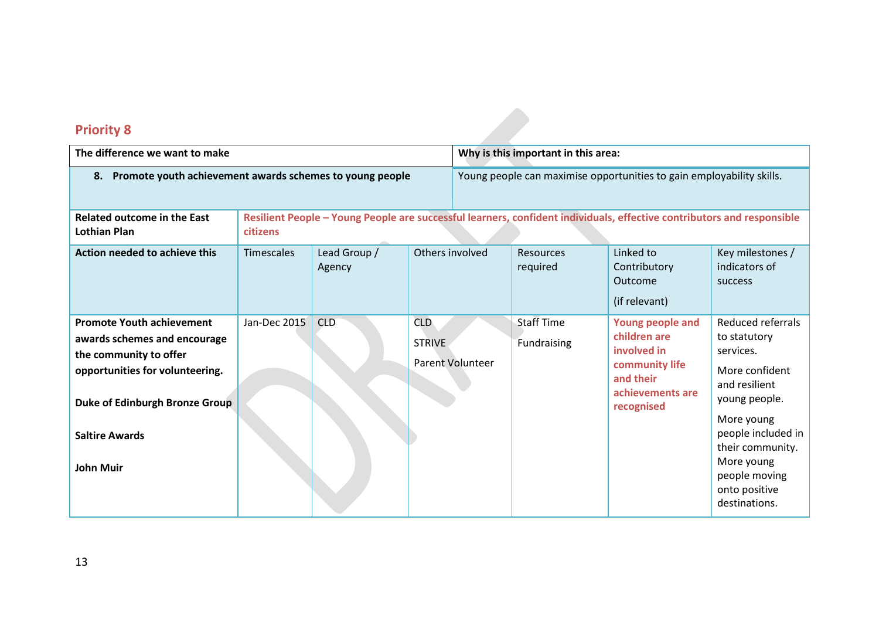## Priority 8

| The difference we want to make | Why is this important in this area: |
|---|---|
| **8. Promote youth achievement awards schemes to young people** | Young people can maximise opportunities to gain employability skills. |

| Related outcome in the East Lothian Plan | Resilient People – Young People are successful learners, confident individuals, effective contributors and responsible citizens | | | | | |
|---|---|---|---|---|---|---|
| **Action needed to achieve this** | Timescales | Lead Group / Agency | Others involved | Resources required | Linked to Contributory Outcome (if relevant) | Key milestones / indicators of success |
| **Promote Youth achievement awards schemes and encourage the community to offer opportunities for volunteering.** **Duke of Edinburgh Bronze Group** **Saltire Awards** **John Muir** | Jan-Dec 2015 | CLD | CLD STRIVE Parent Volunteer | Staff Time Fundraising | **Young people and children are involved in community life and their achievements are recognised** | Reduced referrals to statutory services. More confident and resilient young people. More young people included in their community. More young people moving onto positive destinations. |